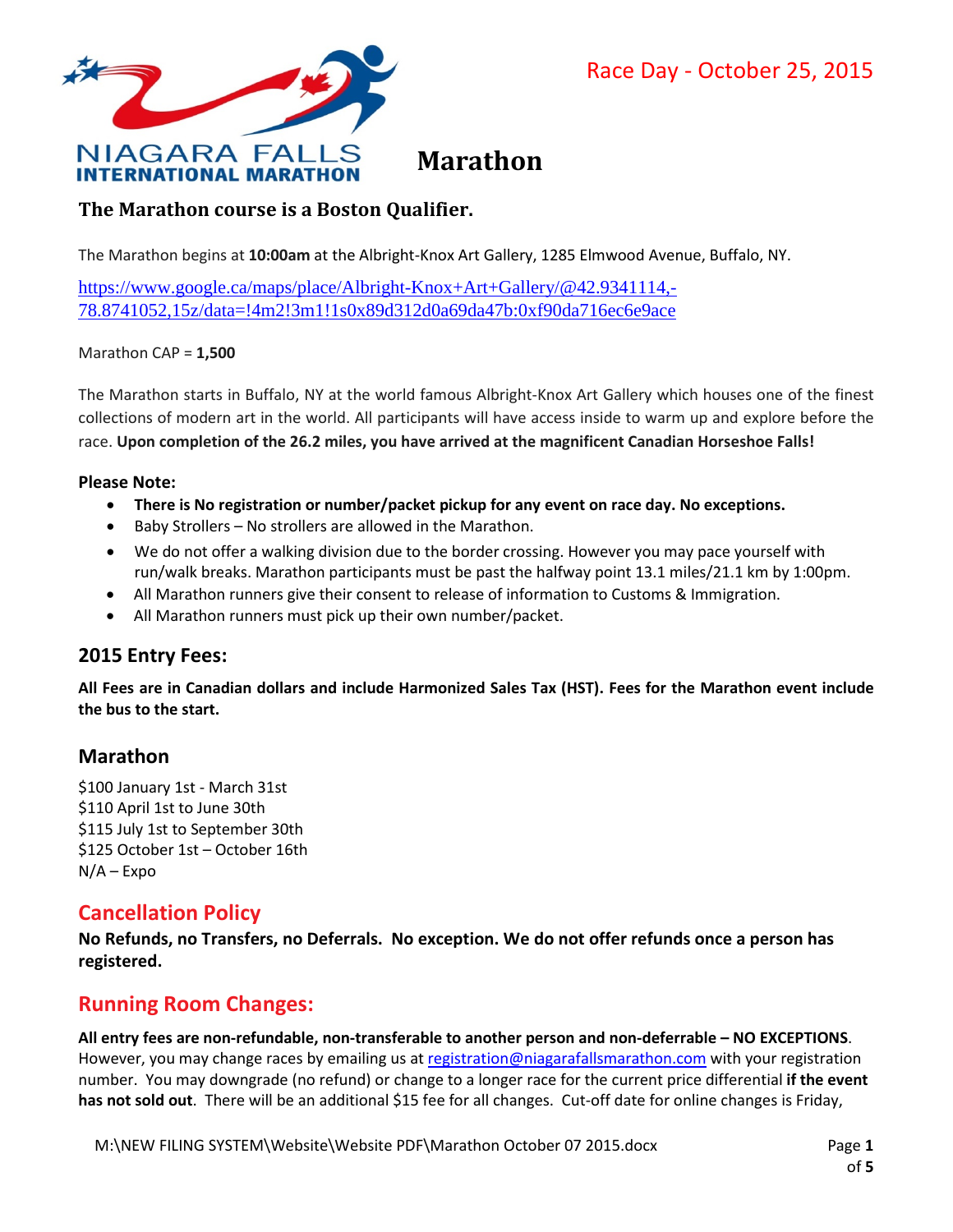Race Day - October 25, 2015

NIAGARA FALLS INTERNATIONAL MARATHON

# Marathon

### The Marathon course is a Boston Qualifier.

The Marathon begins at **10:00am** at the Albright-Knox Art Gallery, 1285 Elmwood Avenue, Buffalo, NY.

https://www.google.ca/maps/place/Albright-Knox+Art+Gallery/@42.9341114,-78.8741052,15z/data=!4m2!3m1!1s0x89d312d0a69da47b:0xf90da716ec6e9ace

Marathon CAP = **1,500**

The Marathon starts in Buffalo, NY at the world famous Albright-Knox Art Gallery which houses one of the finest collections of modern art in the world. All participants will have access inside to warm up and explore before the race. **Upon completion of the 26.2 miles, you have arrived at the magnificent Canadian Horseshoe Falls!**

**Please Note:**

- **There is No registration or number/packet pickup for any event on race day. No exceptions.**
- Baby Strollers – No strollers are allowed in the Marathon.
- We do not offer a walking division due to the border crossing. However you may pace yourself with run/walk breaks. Marathon participants must be past the halfway point 13.1 miles/21.1 km by 1:00pm.
- All Marathon runners give their consent to release of information to Customs & Immigration.
- All Marathon runners must pick up their own number/packet.

## 2015 Entry Fees:

**All Fees are in Canadian dollars and include Harmonized Sales Tax (HST). Fees for the Marathon event include the bus to the start.**

## Marathon

$100 January 1st - March 31st
$110 April 1st to June 30th
$115 July 1st to September 30th
$125 October 1st – October 16th
N/A – Expo

## Cancellation Policy

**No Refunds, no Transfers, no Deferrals. No exception. We do not offer refunds once a person has registered.**

## Running Room Changes:

**All entry fees are non-refundable, non-transferable to another person and non-deferrable – NO EXCEPTIONS**. However, you may change races by emailing us at registration@niagarafallsmarathon.com with your registration number. You may downgrade (no refund) or change to a longer race for the current price differential **if the event has not sold out**. There will be an additional $15 fee for all changes. Cut-off date for online changes is Friday,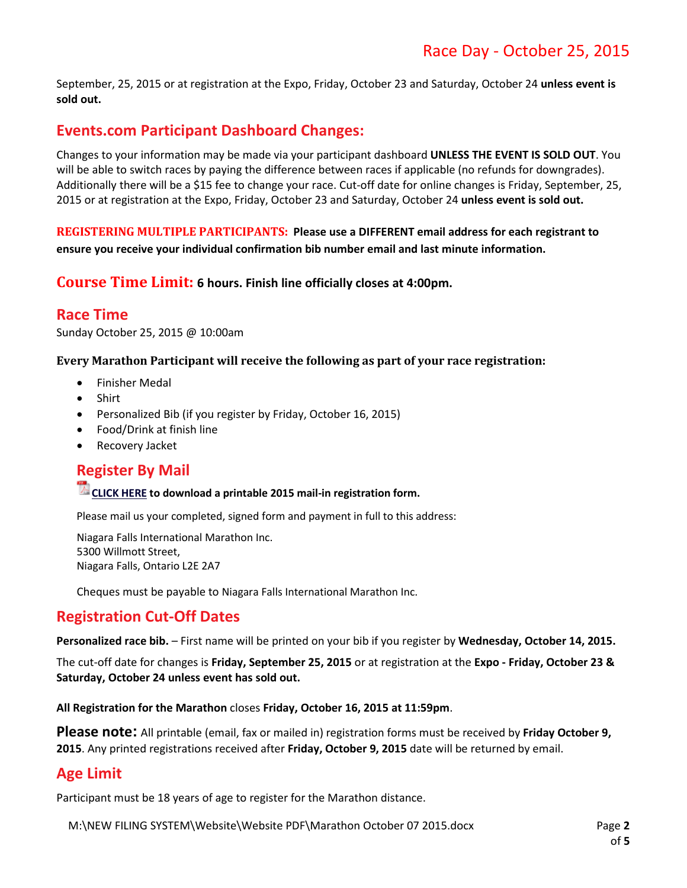September, 25, 2015 or at registration at the Expo, Friday, October 23 and Saturday, October 24 **unless event is sold out.**

## Events.com Participant Dashboard Changes:

Changes to your information may be made via your participant dashboard **UNLESS THE EVENT IS SOLD OUT**. You will be able to switch races by paying the difference between races if applicable (no refunds for downgrades). Additionally there will be a $15 fee to change your race. Cut-off date for online changes is Friday, September, 25, 2015 or at registration at the Expo, Friday, October 23 and Saturday, October 24 **unless event is sold out.**

**REGISTERING MULTIPLE PARTICIPANTS: Please use a DIFFERENT email address for each registrant to ensure you receive your individual confirmation bib number email and last minute information.**

## Course Time Limit: 6 hours. Finish line officially closes at 4:00pm.

## Race Time

Sunday October 25, 2015 @ 10:00am

**Every Marathon Participant will receive the following as part of your race registration:**

- Finisher Medal
- Shirt
- Personalized Bib (if you register by Friday, October 16, 2015)
- Food/Drink at finish line
- Recovery Jacket

## Register By Mail

**CLICK HERE to download a printable 2015 mail-in registration form.**

Please mail us your completed, signed form and payment in full to this address:

Niagara Falls International Marathon Inc.
5300 Willmott Street,
Niagara Falls, Ontario L2E 2A7

Cheques must be payable to Niagara Falls International Marathon Inc.

## Registration Cut-Off Dates

**Personalized race bib.** – First name will be printed on your bib if you register by **Wednesday, October 14, 2015.**

The cut-off date for changes is **Friday, September 25, 2015** or at registration at the **Expo - Friday, October 23 & Saturday, October 24 unless event has sold out.**

**All Registration for the Marathon** closes **Friday, October 16, 2015 at 11:59pm**.

**Please note:** All printable (email, fax or mailed in) registration forms must be received by **Friday October 9, 2015**. Any printed registrations received after **Friday, October 9, 2015** date will be returned by email.

## Age Limit

Participant must be 18 years of age to register for the Marathon distance.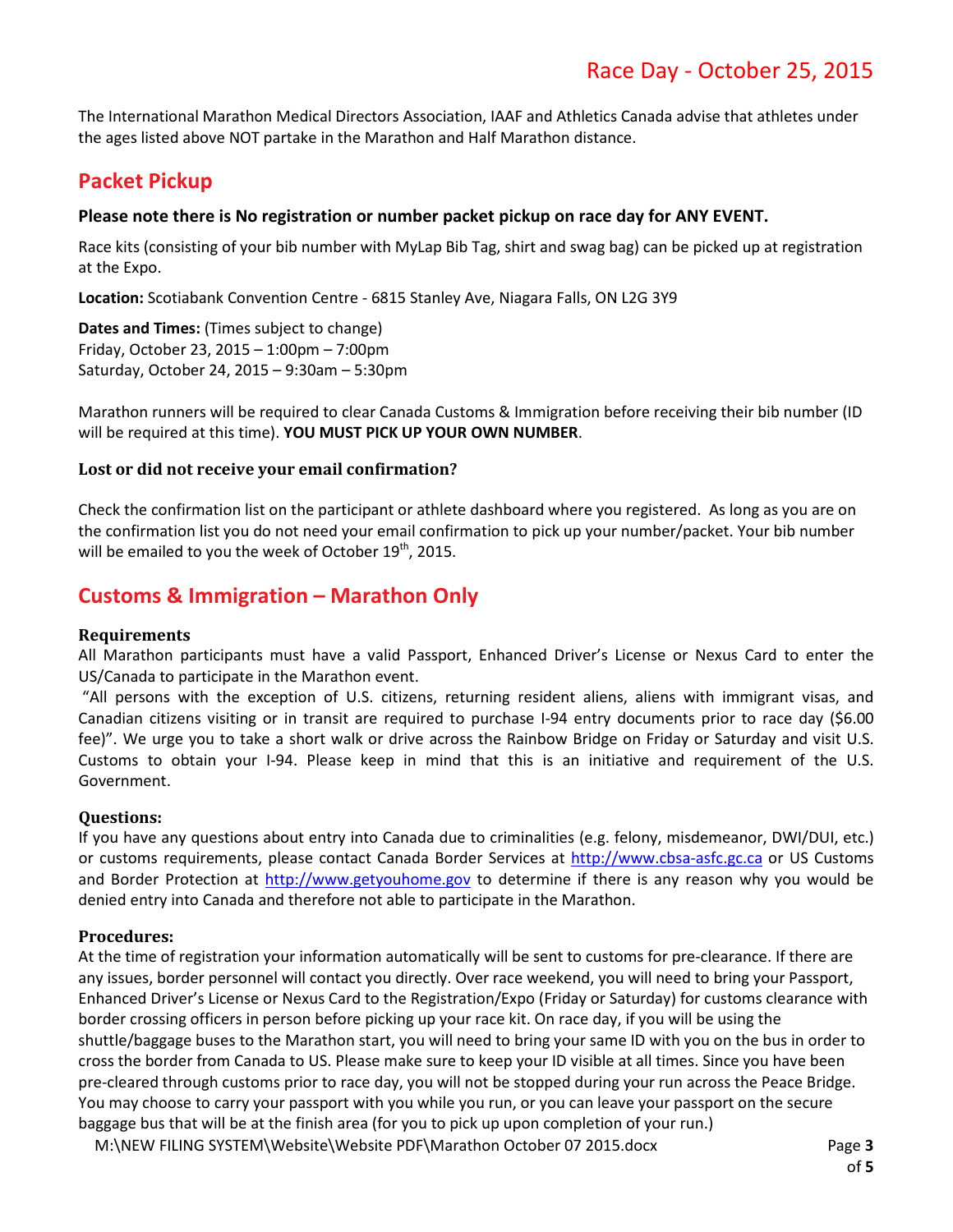The International Marathon Medical Directors Association, IAAF and Athletics Canada advise that athletes under the ages listed above NOT partake in the Marathon and Half Marathon distance.

## Packet Pickup

**Please note there is No registration or number packet pickup on race day for ANY EVENT.**

Race kits (consisting of your bib number with MyLap Bib Tag, shirt and swag bag) can be picked up at registration at the Expo.

**Location:** Scotiabank Convention Centre - 6815 Stanley Ave, Niagara Falls, ON L2G 3Y9

**Dates and Times:** (Times subject to change)
Friday, October 23, 2015 – 1:00pm – 7:00pm
Saturday, October 24, 2015 – 9:30am – 5:30pm

Marathon runners will be required to clear Canada Customs & Immigration before receiving their bib number (ID will be required at this time). **YOU MUST PICK UP YOUR OWN NUMBER**.

### Lost or did not receive your email confirmation?

Check the confirmation list on the participant or athlete dashboard where you registered. As long as you are on the confirmation list you do not need your email confirmation to pick up your number/packet. Your bib number will be emailed to you the week of October 19th, 2015.

## Customs & Immigration – Marathon Only

### Requirements

All Marathon participants must have a valid Passport, Enhanced Driver's License or Nexus Card to enter the US/Canada to participate in the Marathon event.

"All persons with the exception of U.S. citizens, returning resident aliens, aliens with immigrant visas, and Canadian citizens visiting or in transit are required to purchase I-94 entry documents prior to race day ($6.00 fee)". We urge you to take a short walk or drive across the Rainbow Bridge on Friday or Saturday and visit U.S. Customs to obtain your I-94. Please keep in mind that this is an initiative and requirement of the U.S. Government.

### Questions:

If you have any questions about entry into Canada due to criminalities (e.g. felony, misdemeanor, DWI/DUI, etc.) or customs requirements, please contact Canada Border Services at http://www.cbsa-asfc.gc.ca or US Customs and Border Protection at http://www.getyouhome.gov to determine if there is any reason why you would be denied entry into Canada and therefore not able to participate in the Marathon.

### Procedures:

At the time of registration your information automatically will be sent to customs for pre-clearance. If there are any issues, border personnel will contact you directly. Over race weekend, you will need to bring your Passport, Enhanced Driver's License or Nexus Card to the Registration/Expo (Friday or Saturday) for customs clearance with border crossing officers in person before picking up your race kit. On race day, if you will be using the shuttle/baggage buses to the Marathon start, you will need to bring your same ID with you on the bus in order to cross the border from Canada to US. Please make sure to keep your ID visible at all times. Since you have been pre-cleared through customs prior to race day, you will not be stopped during your run across the Peace Bridge. You may choose to carry your passport with you while you run, or you can leave your passport on the secure baggage bus that will be at the finish area (for you to pick up upon completion of your run.)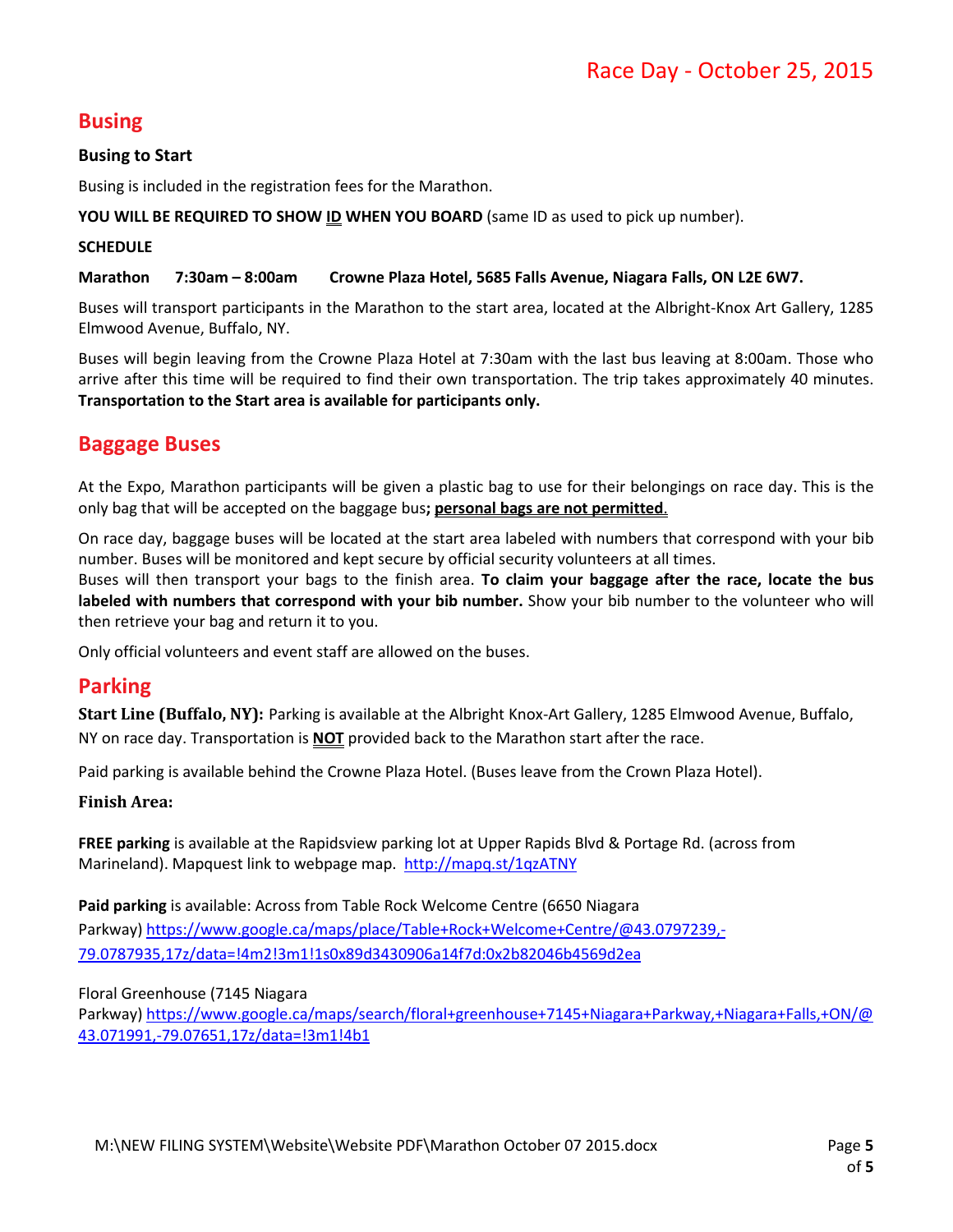Race Day - October 25, 2015

## Busing

### Busing to Start

Busing is included in the registration fees for the Marathon.

**YOU WILL BE REQUIRED TO SHOW ID WHEN YOU BOARD** (same ID as used to pick up number).

**SCHEDULE**

**Marathon 7:30am – 8:00am Crowne Plaza Hotel, 5685 Falls Avenue, Niagara Falls, ON L2E 6W7.**

Buses will transport participants in the Marathon to the start area, located at the Albright-Knox Art Gallery, 1285 Elmwood Avenue, Buffalo, NY.

Buses will begin leaving from the Crowne Plaza Hotel at 7:30am with the last bus leaving at 8:00am. Those who arrive after this time will be required to find their own transportation. The trip takes approximately 40 minutes. **Transportation to the Start area is available for participants only.**

## Baggage Buses

At the Expo, Marathon participants will be given a plastic bag to use for their belongings on race day. This is the only bag that will be accepted on the baggage bus**; personal bags are not permitted**.

On race day, baggage buses will be located at the start area labeled with numbers that correspond with your bib number. Buses will be monitored and kept secure by official security volunteers at all times.
Buses will then transport your bags to the finish area. **To claim your baggage after the race, locate the bus labeled with numbers that correspond with your bib number.** Show your bib number to the volunteer who will then retrieve your bag and return it to you.

Only official volunteers and event staff are allowed on the buses.

## Parking

**Start Line (Buffalo, NY):** Parking is available at the Albright Knox-Art Gallery, 1285 Elmwood Avenue, Buffalo, NY on race day. Transportation is **NOT** provided back to the Marathon start after the race.

Paid parking is available behind the Crowne Plaza Hotel. (Buses leave from the Crown Plaza Hotel).

**Finish Area:**

**FREE parking** is available at the Rapidsview parking lot at Upper Rapids Blvd & Portage Rd. (across from Marineland). Mapquest link to webpage map. http://mapq.st/1qzATNY

**Paid parking** is available: Across from Table Rock Welcome Centre (6650 Niagara Parkway) https://www.google.ca/maps/place/Table+Rock+Welcome+Centre/@43.0797239,-79.0787935,17z/data=!4m2!3m1!1s0x89d3430906a14f7d:0x2b82046b4569d2ea

Floral Greenhouse (7145 Niagara Parkway) https://www.google.ca/maps/search/floral+greenhouse+7145+Niagara+Parkway,+Niagara+Falls,+ON/@43.071991,-79.07651,17z/data=!3m1!4b1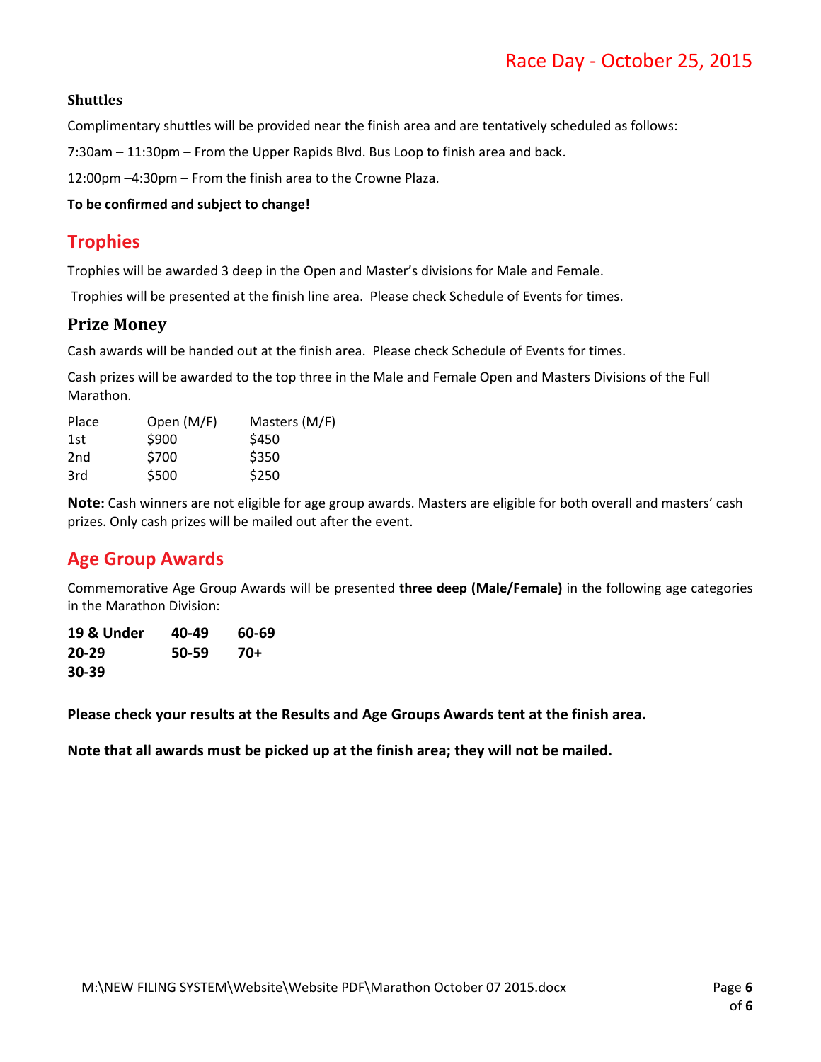Race Day - October 25, 2015

### Shuttles

Complimentary shuttles will be provided near the finish area and are tentatively scheduled as follows:

7:30am – 11:30pm – From the Upper Rapids Blvd. Bus Loop to finish area and back.

12:00pm –4:30pm – From the finish area to the Crowne Plaza.

**To be confirmed and subject to change!**

## Trophies

Trophies will be awarded 3 deep in the Open and Master's divisions for Male and Female.

Trophies will be presented at the finish line area. Please check Schedule of Events for times.

### Prize Money

Cash awards will be handed out at the finish area. Please check Schedule of Events for times.

Cash prizes will be awarded to the top three in the Male and Female Open and Masters Divisions of the Full Marathon.

| Place | Open (M/F) | Masters (M/F) |
|---|---|---|
| 1st | $900 | $450 |
| 2nd | $700 | $350 |
| 3rd | $500 | $250 |

**Note:** Cash winners are not eligible for age group awards. Masters are eligible for both overall and masters' cash prizes. Only cash prizes will be mailed out after the event.

## Age Group Awards

Commemorative Age Group Awards will be presented **three deep (Male/Female)** in the following age categories in the Marathon Division:

| | | |
|---|---|---|
| **19 & Under** | **40-49** | **60-69** |
| **20-29** | **50-59** | **70+** |
| **30-39** | | |

**Please check your results at the Results and Age Groups Awards tent at the finish area.**

**Note that all awards must be picked up at the finish area; they will not be mailed.**